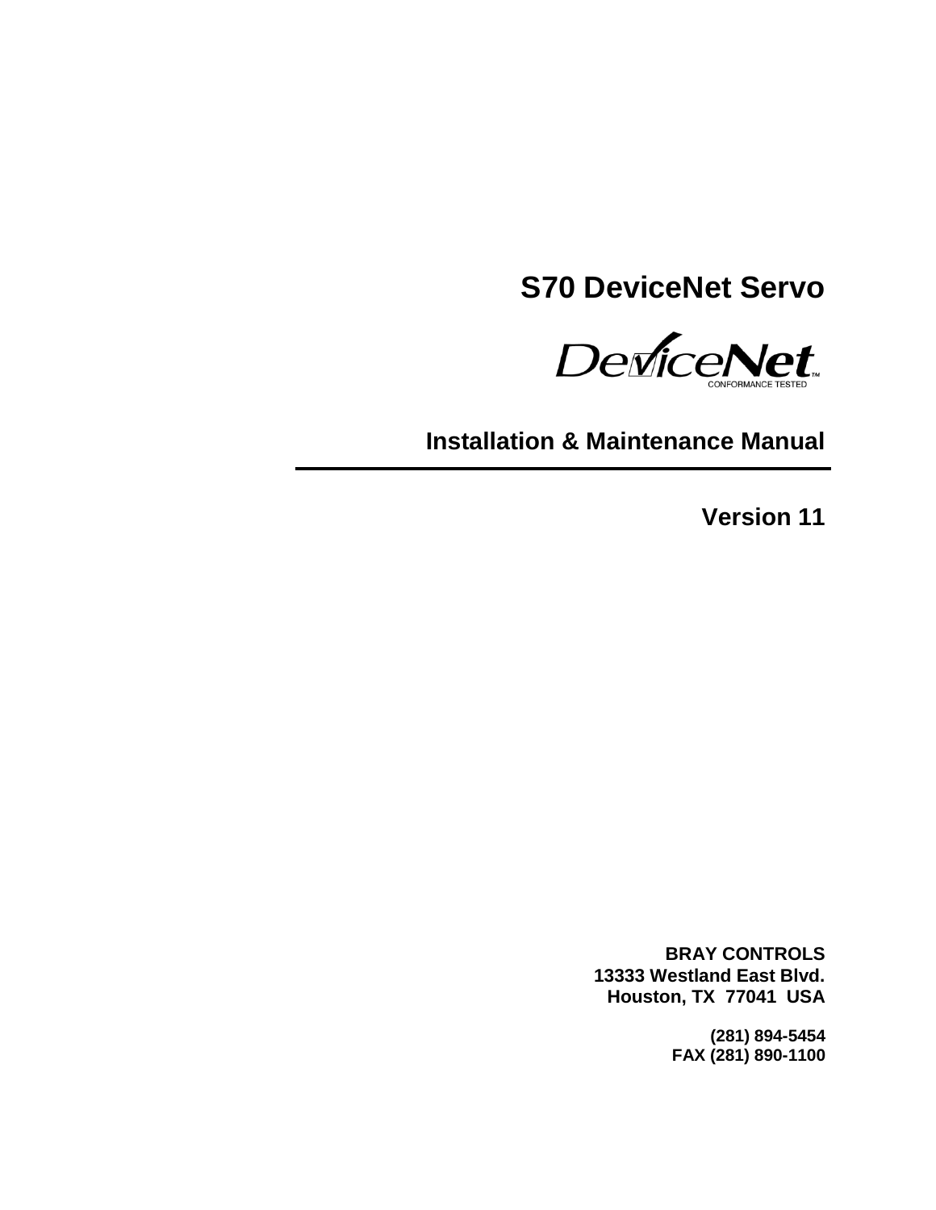# S70 DeviceNet Servo

DeviceNet™
CONFORMANCE TESTED

## Installation & Maintenance Manual

---

**Version 11**

**BRAY CONTROLS**
**13333 Westland East Blvd.**
**Houston, TX 77041 USA**

**(281) 894-5454**
**FAX (281) 890-1100**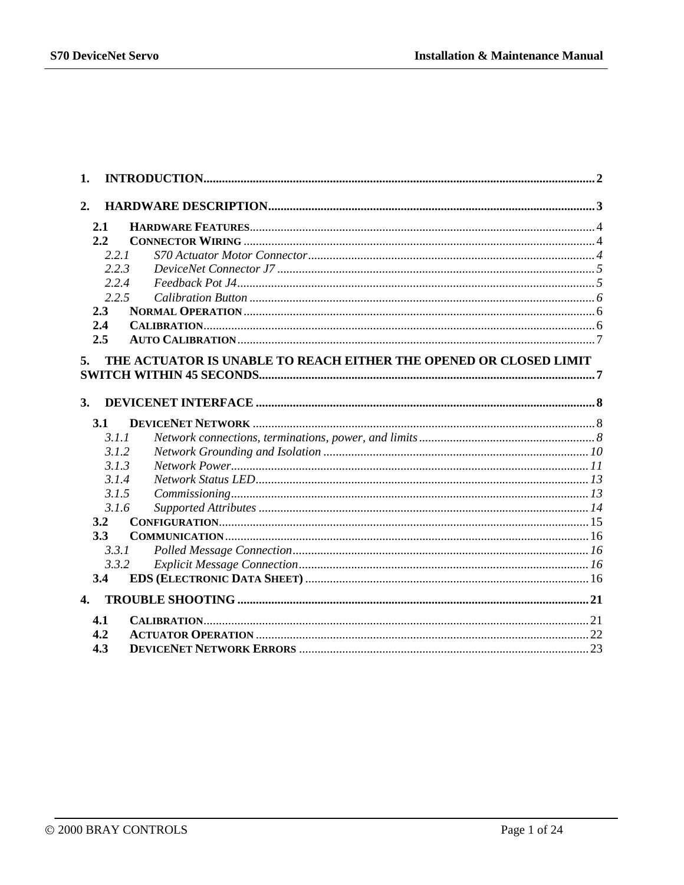1. **INTRODUCTION** .......... 2

2. **HARDWARE DESCRIPTION** .......... 3

- **2.1 HARDWARE FEATURES** .......... 4
- **2.2 CONNECTOR WIRING** .......... 4
  - *2.2.1 S70 Actuator Motor Connector* .......... 4
  - *2.2.3 DeviceNet Connector J7* .......... 5
  - *2.2.4 Feedback Pot J4* .......... 5
  - *2.2.5 Calibration Button* .......... 6
- **2.3 NORMAL OPERATION** .......... 6
- **2.4 CALIBRATION** .......... 6
- **2.5 AUTO CALIBRATION** .......... 7

5. **THE ACTUATOR IS UNABLE TO REACH EITHER THE OPENED OR CLOSED LIMIT SWITCH WITHIN 45 SECONDS** .......... 7

3. **DEVICENET INTERFACE** .......... 8

- **3.1 DEVICENET NETWORK** .......... 8
  - *3.1.1 Network connections, terminations, power, and limits* .......... 8
  - *3.1.2 Network Grounding and Isolation* .......... 10
  - *3.1.3 Network Power* .......... 11
  - *3.1.4 Network Status LED* .......... 13
  - *3.1.5 Commissioning* .......... 13
  - *3.1.6 Supported Attributes* .......... 14
- **3.2 CONFIGURATION** .......... 15
- **3.3 COMMUNICATION** .......... 16
  - *3.3.1 Polled Message Connection* .......... 16
  - *3.3.2 Explicit Message Connection* .......... 16
- **3.4 EDS (ELECTRONIC DATA SHEET)** .......... 16

4. **TROUBLE SHOOTING** .......... 21

- **4.1 CALIBRATION** .......... 21
- **4.2 ACTUATOR OPERATION** .......... 22
- **4.3 DEVICENET NETWORK ERRORS** .......... 23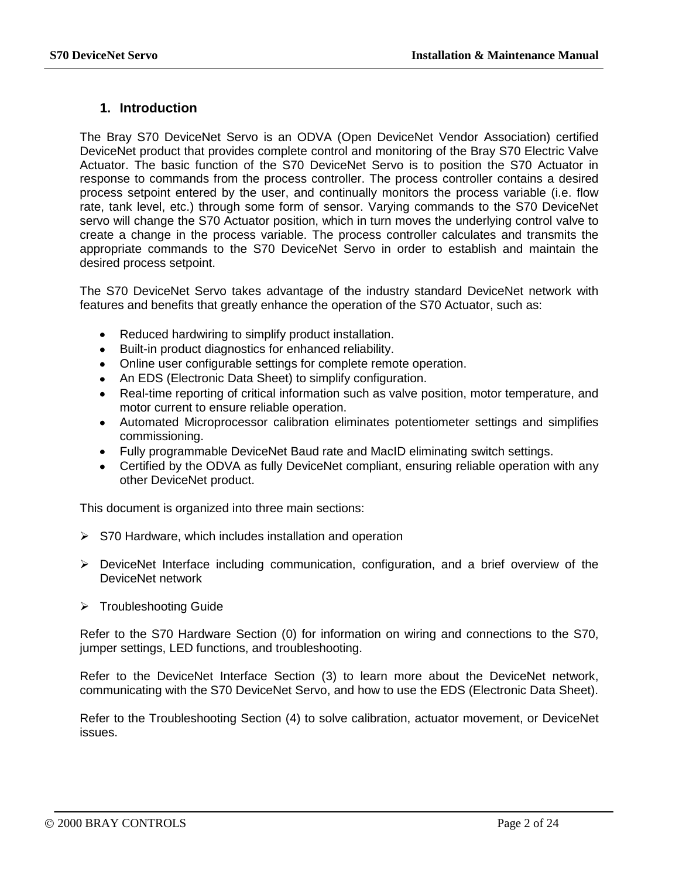## 1. Introduction

The Bray S70 DeviceNet Servo is an ODVA (Open DeviceNet Vendor Association) certified DeviceNet product that provides complete control and monitoring of the Bray S70 Electric Valve Actuator. The basic function of the S70 DeviceNet Servo is to position the S70 Actuator in response to commands from the process controller. The process controller contains a desired process setpoint entered by the user, and continually monitors the process variable (i.e. flow rate, tank level, etc.) through some form of sensor. Varying commands to the S70 DeviceNet servo will change the S70 Actuator position, which in turn moves the underlying control valve to create a change in the process variable. The process controller calculates and transmits the appropriate commands to the S70 DeviceNet Servo in order to establish and maintain the desired process setpoint.

The S70 DeviceNet Servo takes advantage of the industry standard DeviceNet network with features and benefits that greatly enhance the operation of the S70 Actuator, such as:

- Reduced hardwiring to simplify product installation.
- Built-in product diagnostics for enhanced reliability.
- Online user configurable settings for complete remote operation.
- An EDS (Electronic Data Sheet) to simplify configuration.
- Real-time reporting of critical information such as valve position, motor temperature, and motor current to ensure reliable operation.
- Automated Microprocessor calibration eliminates potentiometer settings and simplifies commissioning.
- Fully programmable DeviceNet Baud rate and MacID eliminating switch settings.
- Certified by the ODVA as fully DeviceNet compliant, ensuring reliable operation with any other DeviceNet product.

This document is organized into three main sections:

- S70 Hardware, which includes installation and operation
- DeviceNet Interface including communication, configuration, and a brief overview of the DeviceNet network
- Troubleshooting Guide

Refer to the S70 Hardware Section (0) for information on wiring and connections to the S70, jumper settings, LED functions, and troubleshooting.

Refer to the DeviceNet Interface Section (3) to learn more about the DeviceNet network, communicating with the S70 DeviceNet Servo, and how to use the EDS (Electronic Data Sheet).

Refer to the Troubleshooting Section (4) to solve calibration, actuator movement, or DeviceNet issues.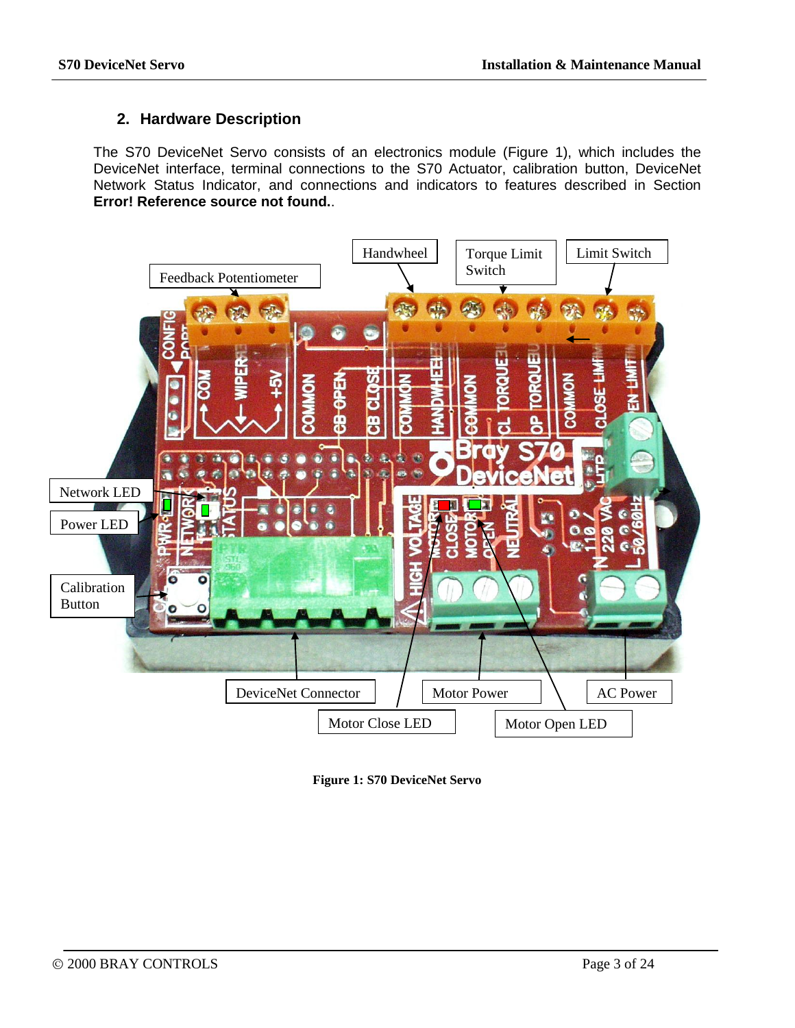## 2. Hardware Description

The S70 DeviceNet Servo consists of an electronics module (Figure 1), which includes the DeviceNet interface, terminal connections to the S70 Actuator, calibration button, DeviceNet Network Status Indicator, and connections and indicators to features described in Section **Error! Reference source not found.**.

**Figure 1: S70 DeviceNet Servo**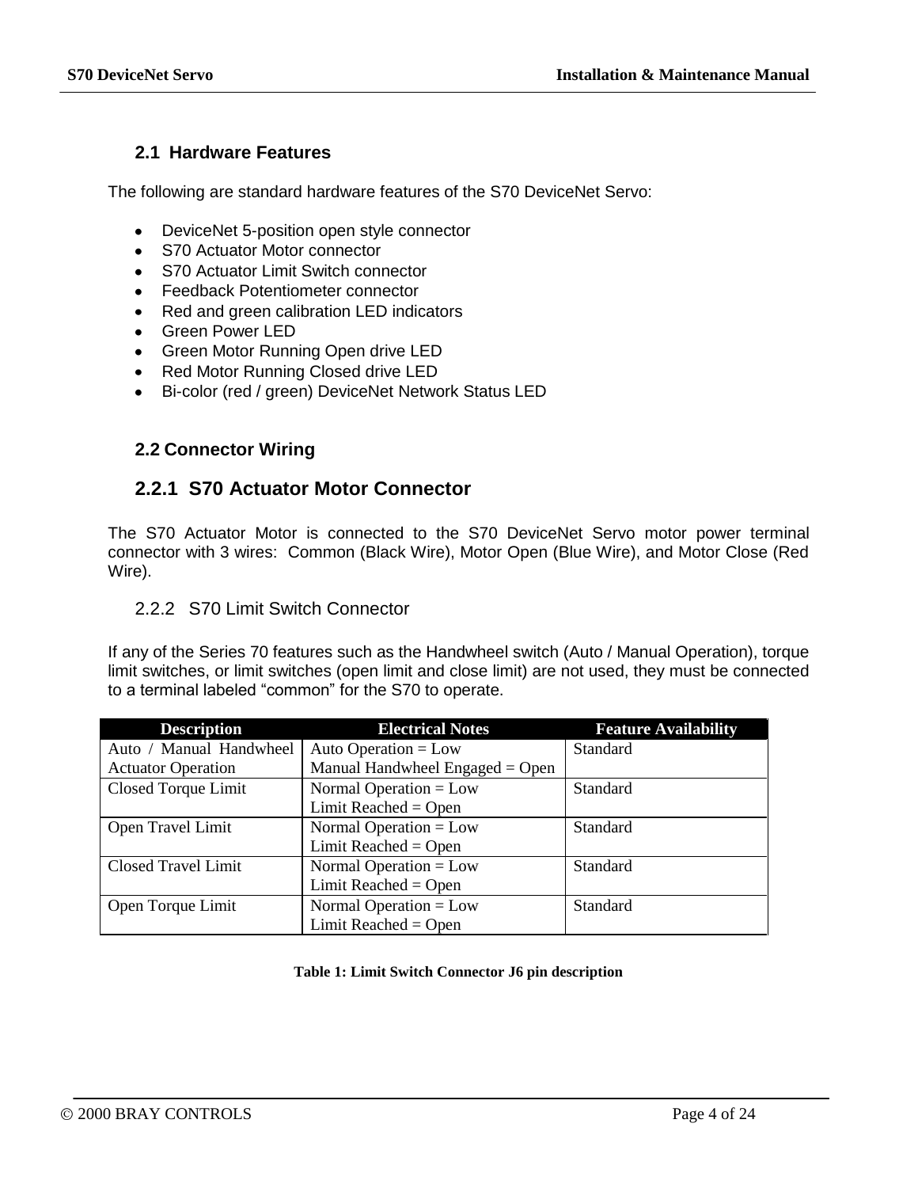## 2.1 Hardware Features

The following are standard hardware features of the S70 DeviceNet Servo:

- DeviceNet 5-position open style connector
- S70 Actuator Motor connector
- S70 Actuator Limit Switch connector
- Feedback Potentiometer connector
- Red and green calibration LED indicators
- Green Power LED
- Green Motor Running Open drive LED
- Red Motor Running Closed drive LED
- Bi-color (red / green) DeviceNet Network Status LED

## 2.2 Connector Wiring

### 2.2.1 S70 Actuator Motor Connector

The S70 Actuator Motor is connected to the S70 DeviceNet Servo motor power terminal connector with 3 wires: Common (Black Wire), Motor Open (Blue Wire), and Motor Close (Red Wire).

### 2.2.2 S70 Limit Switch Connector

If any of the Series 70 features such as the Handwheel switch (Auto / Manual Operation), torque limit switches, or limit switches (open limit and close limit) are not used, they must be connected to a terminal labeled “common” for the S70 to operate.

| Description | Electrical Notes | Feature Availability |
|---|---|---|
| Auto / Manual Handwheel Actuator Operation | Auto Operation = Low<br>Manual Handwheel Engaged = Open | Standard |
| Closed Torque Limit | Normal Operation = Low<br>Limit Reached = Open | Standard |
| Open Travel Limit | Normal Operation = Low<br>Limit Reached = Open | Standard |
| Closed Travel Limit | Normal Operation = Low<br>Limit Reached = Open | Standard |
| Open Torque Limit | Normal Operation = Low<br>Limit Reached = Open | Standard |

**Table 1: Limit Switch Connector J6 pin description**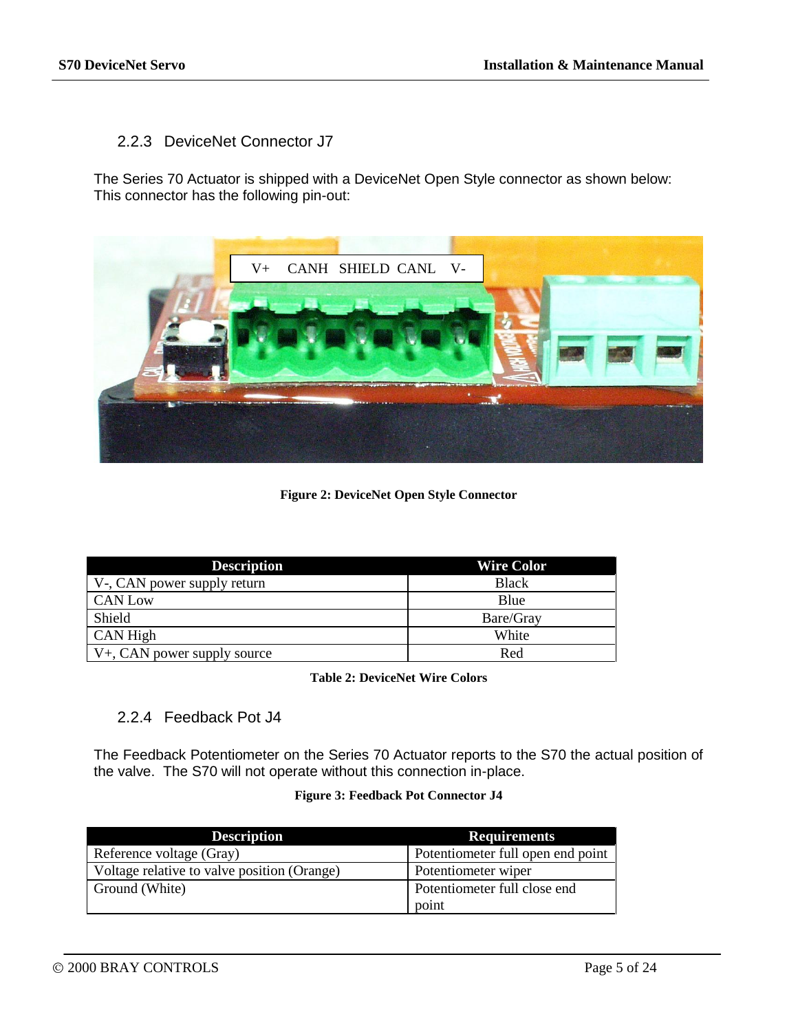### 2.2.3 DeviceNet Connector J7

The Series 70 Actuator is shipped with a DeviceNet Open Style connector as shown below:
This connector has the following pin-out:

V+ CANH SHIELD CANL V-

**Figure 2: DeviceNet Open Style Connector**

| Description | Wire Color |
|---|---|
| V-, CAN power supply return | Black |
| CAN Low | Blue |
| Shield | Bare/Gray |
| CAN High | White |
| V+, CAN power supply source | Red |

**Table 2: DeviceNet Wire Colors**

### 2.2.4 Feedback Pot J4

The Feedback Potentiometer on the Series 70 Actuator reports to the S70 the actual position of the valve. The S70 will not operate without this connection in-place.

**Figure 3: Feedback Pot Connector J4**

| Description | Requirements |
|---|---|
| Reference voltage (Gray) | Potentiometer full open end point |
| Voltage relative to valve position (Orange) | Potentiometer wiper |
| Ground (White) | Potentiometer full close end point |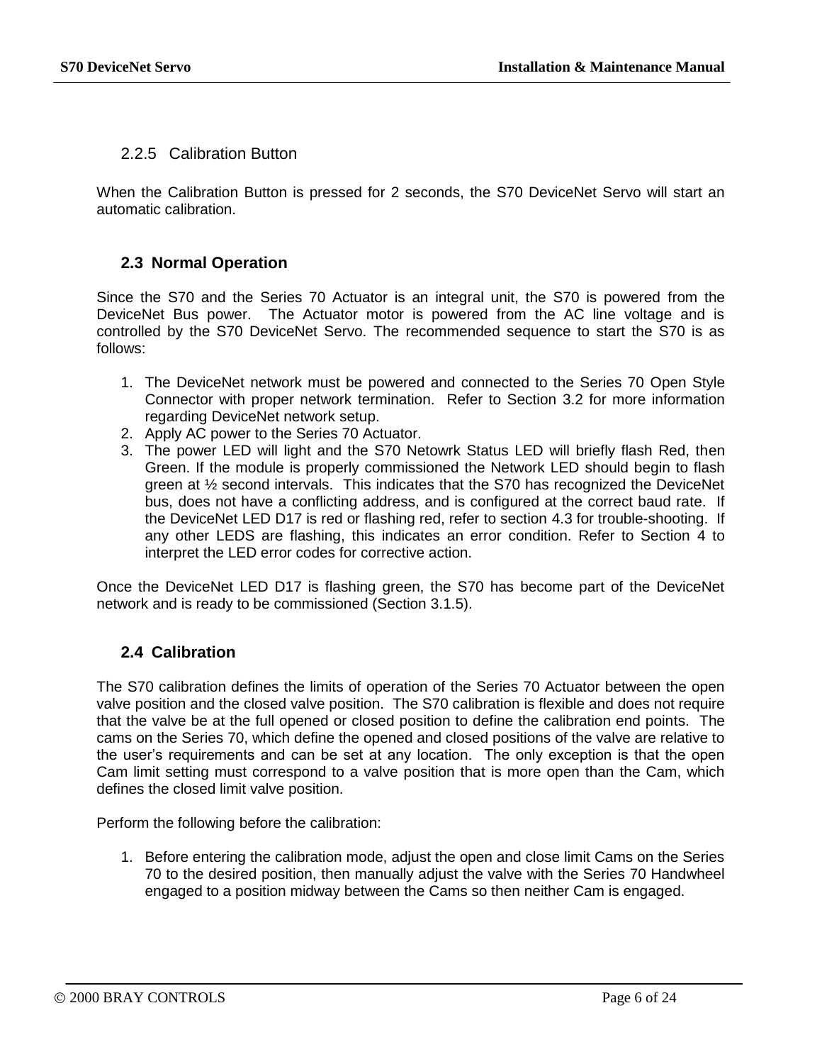### 2.2.5 Calibration Button

When the Calibration Button is pressed for 2 seconds, the S70 DeviceNet Servo will start an automatic calibration.

## 2.3 Normal Operation

Since the S70 and the Series 70 Actuator is an integral unit, the S70 is powered from the DeviceNet Bus power. The Actuator motor is powered from the AC line voltage and is controlled by the S70 DeviceNet Servo. The recommended sequence to start the S70 is as follows:

1. The DeviceNet network must be powered and connected to the Series 70 Open Style Connector with proper network termination. Refer to Section 3.2 for more information regarding DeviceNet network setup.
2. Apply AC power to the Series 70 Actuator.
3. The power LED will light and the S70 Netowrk Status LED will briefly flash Red, then Green. If the module is properly commissioned the Network LED should begin to flash green at ½ second intervals. This indicates that the S70 has recognized the DeviceNet bus, does not have a conflicting address, and is configured at the correct baud rate. If the DeviceNet LED D17 is red or flashing red, refer to section 4.3 for trouble-shooting. If any other LEDS are flashing, this indicates an error condition. Refer to Section 4 to interpret the LED error codes for corrective action.

Once the DeviceNet LED D17 is flashing green, the S70 has become part of the DeviceNet network and is ready to be commissioned (Section 3.1.5).

## 2.4 Calibration

The S70 calibration defines the limits of operation of the Series 70 Actuator between the open valve position and the closed valve position. The S70 calibration is flexible and does not require that the valve be at the full opened or closed position to define the calibration end points. The cams on the Series 70, which define the opened and closed positions of the valve are relative to the user's requirements and can be set at any location. The only exception is that the open Cam limit setting must correspond to a valve position that is more open than the Cam, which defines the closed limit valve position.

Perform the following before the calibration:

1. Before entering the calibration mode, adjust the open and close limit Cams on the Series 70 to the desired position, then manually adjust the valve with the Series 70 Handwheel engaged to a position midway between the Cams so then neither Cam is engaged.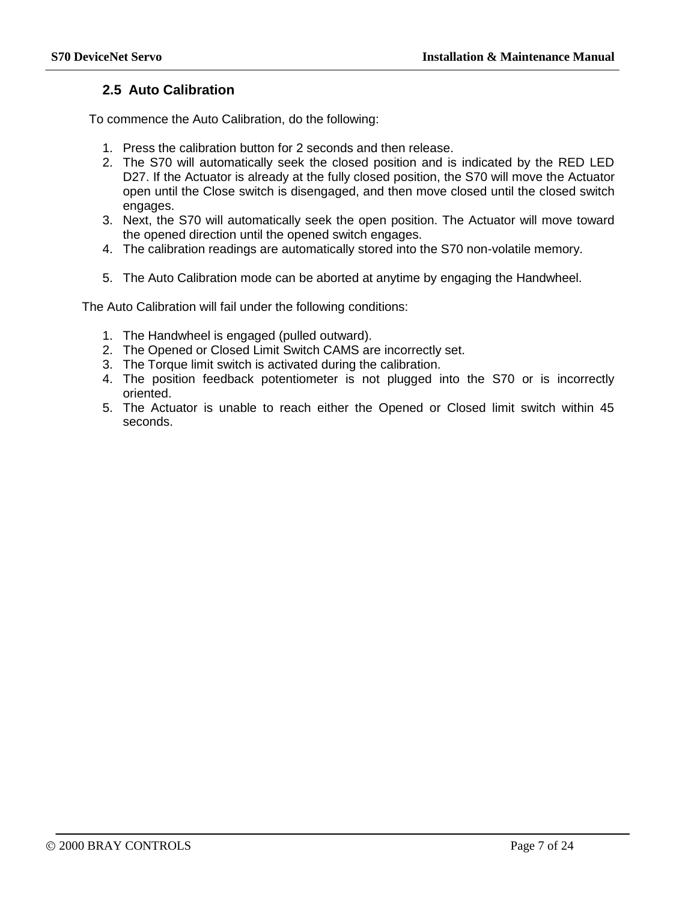## 2.5 Auto Calibration

To commence the Auto Calibration, do the following:

1. Press the calibration button for 2 seconds and then release.
2. The S70 will automatically seek the closed position and is indicated by the RED LED D27. If the Actuator is already at the fully closed position, the S70 will move the Actuator open until the Close switch is disengaged, and then move closed until the closed switch engages.
3. Next, the S70 will automatically seek the open position. The Actuator will move toward the opened direction until the opened switch engages.
4. The calibration readings are automatically stored into the S70 non-volatile memory.
5. The Auto Calibration mode can be aborted at anytime by engaging the Handwheel.

The Auto Calibration will fail under the following conditions:

1. The Handwheel is engaged (pulled outward).
2. The Opened or Closed Limit Switch CAMS are incorrectly set.
3. The Torque limit switch is activated during the calibration.
4. The position feedback potentiometer is not plugged into the S70 or is incorrectly oriented.
5. The Actuator is unable to reach either the Opened or Closed limit switch within 45 seconds.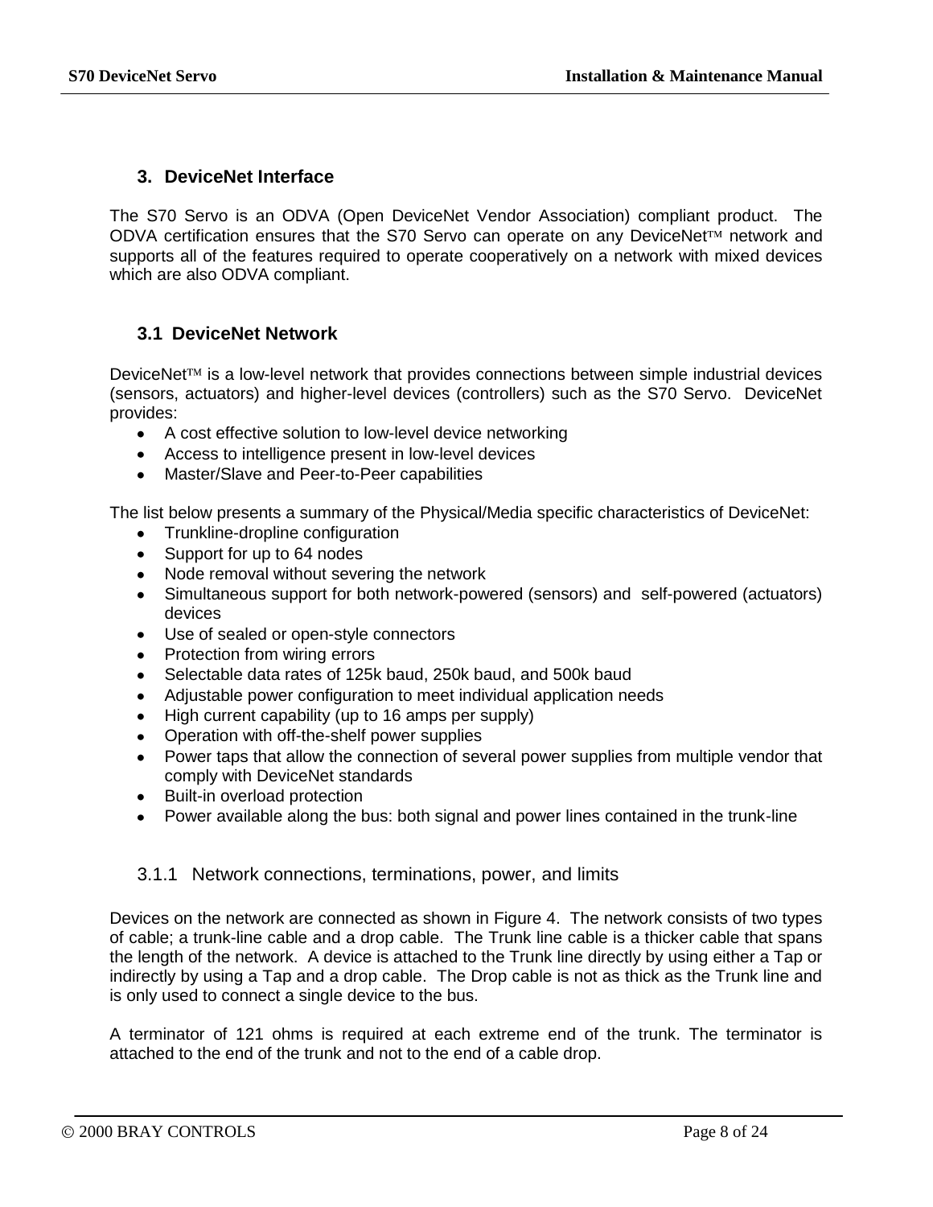## 3. DeviceNet Interface

The S70 Servo is an ODVA (Open DeviceNet Vendor Association) compliant product. The ODVA certification ensures that the S70 Servo can operate on any DeviceNet™ network and supports all of the features required to operate cooperatively on a network with mixed devices which are also ODVA compliant.

### 3.1 DeviceNet Network

DeviceNet™ is a low-level network that provides connections between simple industrial devices (sensors, actuators) and higher-level devices (controllers) such as the S70 Servo. DeviceNet provides:

- A cost effective solution to low-level device networking
- Access to intelligence present in low-level devices
- Master/Slave and Peer-to-Peer capabilities

The list below presents a summary of the Physical/Media specific characteristics of DeviceNet:

- Trunkline-dropline configuration
- Support for up to 64 nodes
- Node removal without severing the network
- Simultaneous support for both network-powered (sensors) and self-powered (actuators) devices
- Use of sealed or open-style connectors
- Protection from wiring errors
- Selectable data rates of 125k baud, 250k baud, and 500k baud
- Adjustable power configuration to meet individual application needs
- High current capability (up to 16 amps per supply)
- Operation with off-the-shelf power supplies
- Power taps that allow the connection of several power supplies from multiple vendor that comply with DeviceNet standards
- Built-in overload protection
- Power available along the bus: both signal and power lines contained in the trunk-line

#### 3.1.1 Network connections, terminations, power, and limits

Devices on the network are connected as shown in Figure 4. The network consists of two types of cable; a trunk-line cable and a drop cable. The Trunk line cable is a thicker cable that spans the length of the network. A device is attached to the Trunk line directly by using either a Tap or indirectly by using a Tap and a drop cable. The Drop cable is not as thick as the Trunk line and is only used to connect a single device to the bus.

A terminator of 121 ohms is required at each extreme end of the trunk. The terminator is attached to the end of the trunk and not to the end of a cable drop.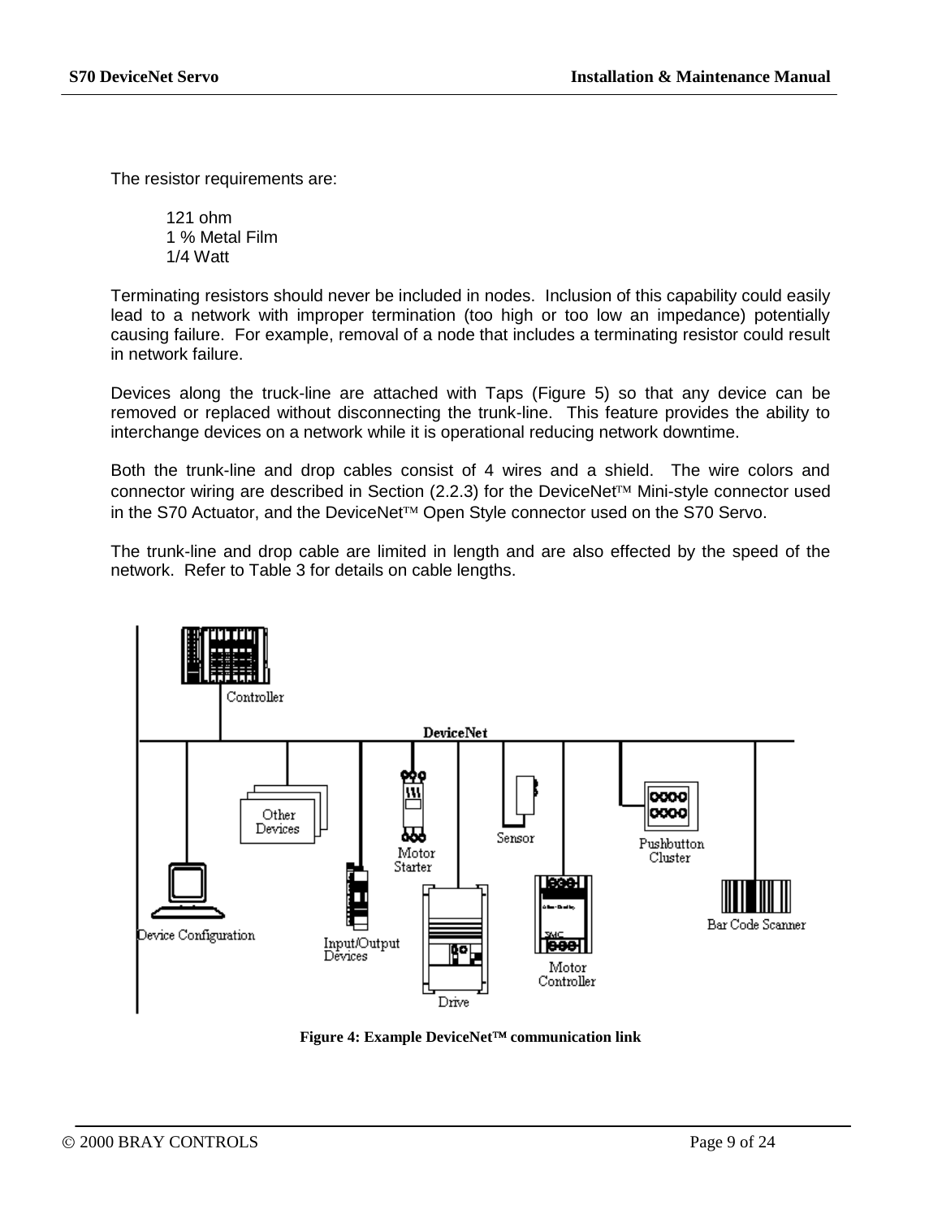The resistor requirements are:

121 ohm
1 % Metal Film
1/4 Watt

Terminating resistors should never be included in nodes. Inclusion of this capability could easily lead to a network with improper termination (too high or too low an impedance) potentially causing failure. For example, removal of a node that includes a terminating resistor could result in network failure.

Devices along the truck-line are attached with Taps (Figure 5) so that any device can be removed or replaced without disconnecting the trunk-line. This feature provides the ability to interchange devices on a network while it is operational reducing network downtime.

Both the trunk-line and drop cables consist of 4 wires and a shield. The wire colors and connector wiring are described in Section (2.2.3) for the DeviceNet™ Mini-style connector used in the S70 Actuator, and the DeviceNet™ Open Style connector used on the S70 Servo.

The trunk-line and drop cable are limited in length and are also effected by the speed of the network. Refer to Table 3 for details on cable lengths.

**Figure 4: Example DeviceNet™ communication link**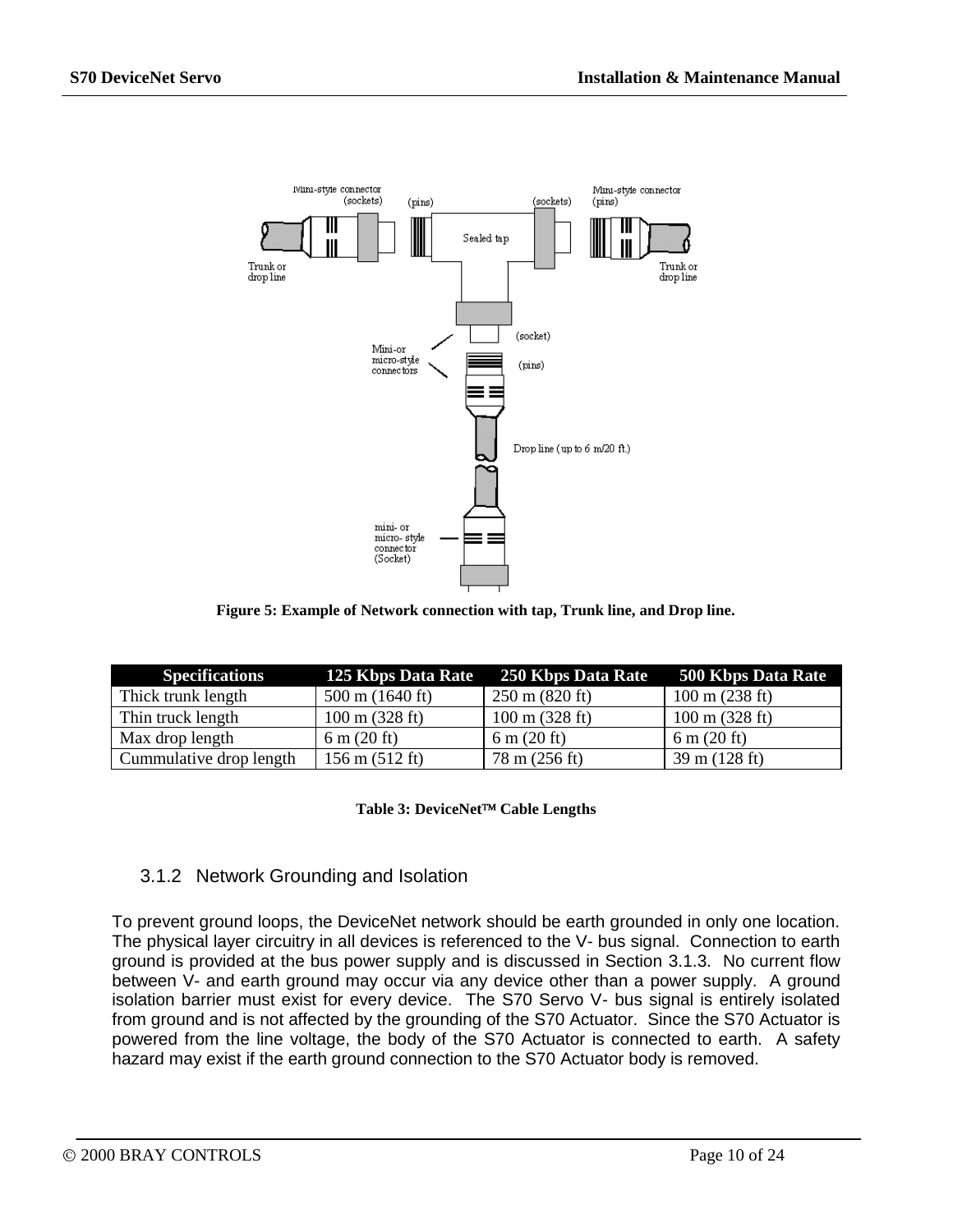Figure 5: Example of Network connection with tap, Trunk line, and Drop line.

| Specifications | 125 Kbps Data Rate | 250 Kbps Data Rate | 500 Kbps Data Rate |
| --- | --- | --- | --- |
| Thick trunk length | 500 m (1640 ft) | 250 m (820 ft) | 100 m (238 ft) |
| Thin truck length | 100 m (328 ft) | 100 m (328 ft) | 100 m (328 ft) |
| Max drop length | 6 m (20 ft) | 6 m (20 ft) | 6 m (20 ft) |
| Cummulative drop length | 156 m (512 ft) | 78 m (256 ft) | 39 m (128 ft) |

**Table 3: DeviceNet™ Cable Lengths**

### 3.1.2 Network Grounding and Isolation

To prevent ground loops, the DeviceNet network should be earth grounded in only one location. The physical layer circuitry in all devices is referenced to the V- bus signal. Connection to earth ground is provided at the bus power supply and is discussed in Section 3.1.3. No current flow between V- and earth ground may occur via any device other than a power supply. A ground isolation barrier must exist for every device. The S70 Servo V- bus signal is entirely isolated from ground and is not affected by the grounding of the S70 Actuator. Since the S70 Actuator is powered from the line voltage, the body of the S70 Actuator is connected to earth. A safety hazard may exist if the earth ground connection to the S70 Actuator body is removed.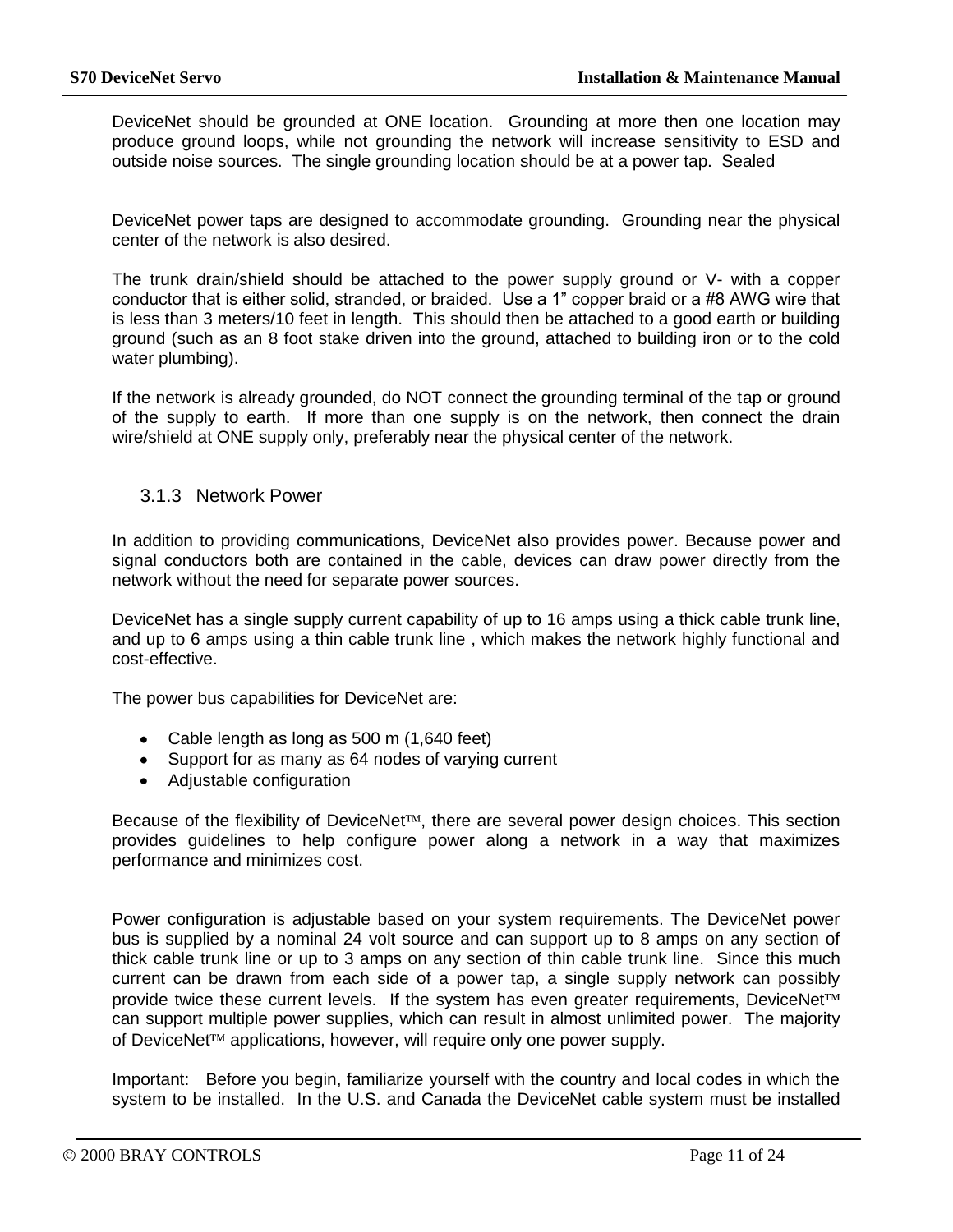DeviceNet should be grounded at ONE location. Grounding at more then one location may produce ground loops, while not grounding the network will increase sensitivity to ESD and outside noise sources. The single grounding location should be at a power tap. Sealed

DeviceNet power taps are designed to accommodate grounding. Grounding near the physical center of the network is also desired.

The trunk drain/shield should be attached to the power supply ground or V- with a copper conductor that is either solid, stranded, or braided. Use a 1" copper braid or a #8 AWG wire that is less than 3 meters/10 feet in length. This should then be attached to a good earth or building ground (such as an 8 foot stake driven into the ground, attached to building iron or to the cold water plumbing).

If the network is already grounded, do NOT connect the grounding terminal of the tap or ground of the supply to earth. If more than one supply is on the network, then connect the drain wire/shield at ONE supply only, preferably near the physical center of the network.

### 3.1.3 Network Power

In addition to providing communications, DeviceNet also provides power. Because power and signal conductors both are contained in the cable, devices can draw power directly from the network without the need for separate power sources.

DeviceNet has a single supply current capability of up to 16 amps using a thick cable trunk line, and up to 6 amps using a thin cable trunk line , which makes the network highly functional and cost-effective.

The power bus capabilities for DeviceNet are:

- Cable length as long as 500 m (1,640 feet)
- Support for as many as 64 nodes of varying current
- Adjustable configuration

Because of the flexibility of DeviceNet™, there are several power design choices. This section provides guidelines to help configure power along a network in a way that maximizes performance and minimizes cost.

Power configuration is adjustable based on your system requirements. The DeviceNet power bus is supplied by a nominal 24 volt source and can support up to 8 amps on any section of thick cable trunk line or up to 3 amps on any section of thin cable trunk line. Since this much current can be drawn from each side of a power tap, a single supply network can possibly provide twice these current levels. If the system has even greater requirements, DeviceNet™ can support multiple power supplies, which can result in almost unlimited power. The majority of DeviceNet™ applications, however, will require only one power supply.

Important: Before you begin, familiarize yourself with the country and local codes in which the system to be installed. In the U.S. and Canada the DeviceNet cable system must be installed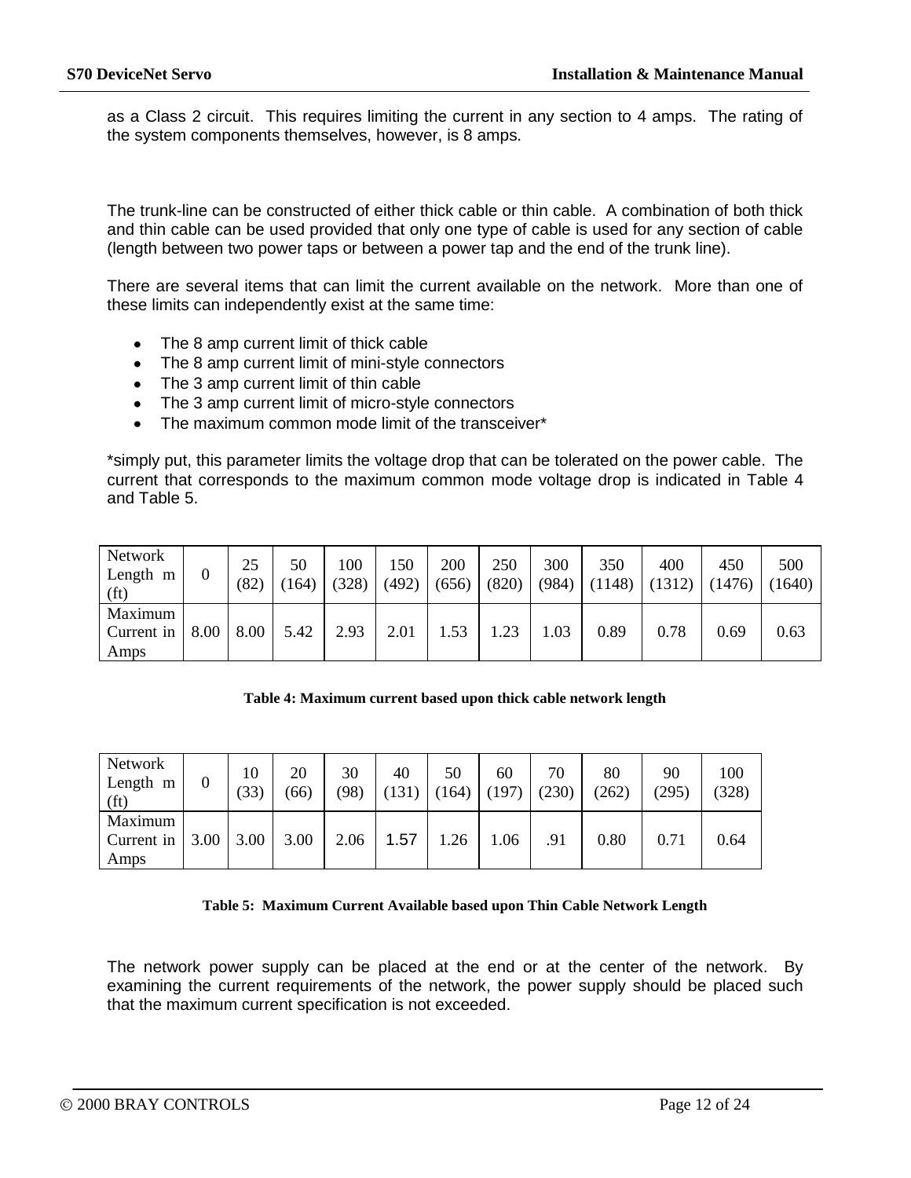as a Class 2 circuit. This requires limiting the current in any section to 4 amps. The rating of the system components themselves, however, is 8 amps.

The trunk-line can be constructed of either thick cable or thin cable. A combination of both thick and thin cable can be used provided that only one type of cable is used for any section of cable (length between two power taps or between a power tap and the end of the trunk line).

There are several items that can limit the current available on the network. More than one of these limits can independently exist at the same time:

- The 8 amp current limit of thick cable
- The 8 amp current limit of mini-style connectors
- The 3 amp current limit of thin cable
- The 3 amp current limit of micro-style connectors
- The maximum common mode limit of the transceiver*

*simply put, this parameter limits the voltage drop that can be tolerated on the power cable. The current that corresponds to the maximum common mode voltage drop is indicated in Table 4 and Table 5.

| Network Length m (ft) | 0 | 25 (82) | 50 (164) | 100 (328) | 150 (492) | 200 (656) | 250 (820) | 300 (984) | 350 (1148) | 400 (1312) | 450 (1476) | 500 (1640) |
|---|---|---|---|---|---|---|---|---|---|---|---|---|
| Maximum Current in Amps | 8.00 | 8.00 | 5.42 | 2.93 | 2.01 | 1.53 | 1.23 | 1.03 | 0.89 | 0.78 | 0.69 | 0.63 |

**Table 4: Maximum current based upon thick cable network length**

| Network Length m (ft) | 0 | 10 (33) | 20 (66) | 30 (98) | 40 (131) | 50 (164) | 60 (197) | 70 (230) | 80 (262) | 90 (295) | 100 (328) |
|---|---|---|---|---|---|---|---|---|---|---|---|
| Maximum Current in Amps | 3.00 | 3.00 | 3.00 | 2.06 | 1.57 | 1.26 | 1.06 | .91 | 0.80 | 0.71 | 0.64 |

**Table 5: Maximum Current Available based upon Thin Cable Network Length**

The network power supply can be placed at the end or at the center of the network. By examining the current requirements of the network, the power supply should be placed such that the maximum current specification is not exceeded.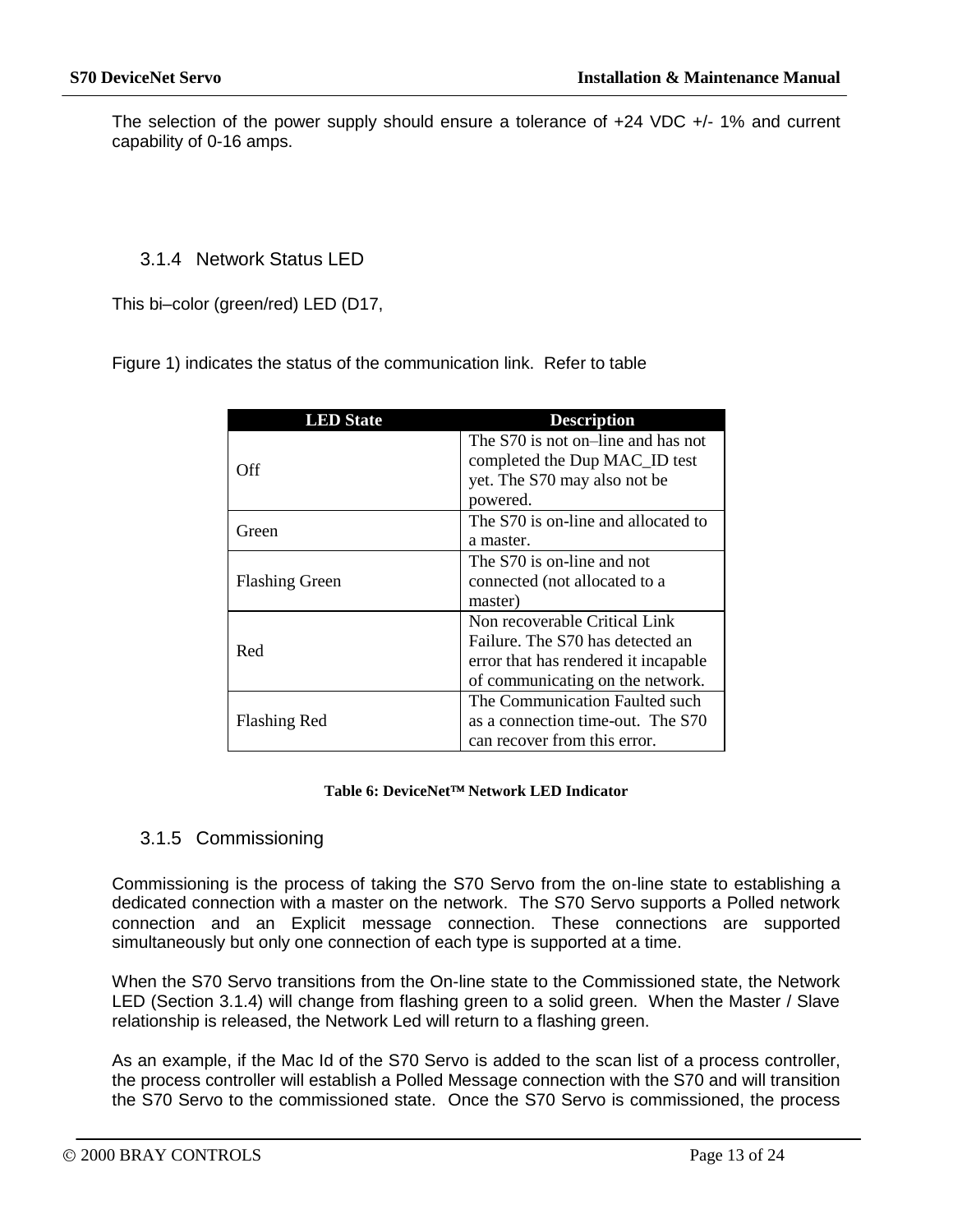The selection of the power supply should ensure a tolerance of +24 VDC +/- 1% and current capability of 0-16 amps.

### 3.1.4 Network Status LED

This bi–color (green/red) LED (D17,

Figure 1) indicates the status of the communication link. Refer to table

| LED State | Description |
|---|---|
| Off | The S70 is not on–line and has not completed the Dup MAC_ID test yet. The S70 may also not be powered. |
| Green | The S70 is on-line and allocated to a master. |
| Flashing Green | The S70 is on-line and not connected (not allocated to a master) |
| Red | Non recoverable Critical Link Failure. The S70 has detected an error that has rendered it incapable of communicating on the network. |
| Flashing Red | The Communication Faulted such as a connection time-out. The S70 can recover from this error. |

**Table 6: DeviceNet™ Network LED Indicator**

### 3.1.5 Commissioning

Commissioning is the process of taking the S70 Servo from the on-line state to establishing a dedicated connection with a master on the network. The S70 Servo supports a Polled network connection and an Explicit message connection. These connections are supported simultaneously but only one connection of each type is supported at a time.

When the S70 Servo transitions from the On-line state to the Commissioned state, the Network LED (Section 3.1.4) will change from flashing green to a solid green. When the Master / Slave relationship is released, the Network Led will return to a flashing green.

As an example, if the Mac Id of the S70 Servo is added to the scan list of a process controller, the process controller will establish a Polled Message connection with the S70 and will transition the S70 Servo to the commissioned state. Once the S70 Servo is commissioned, the process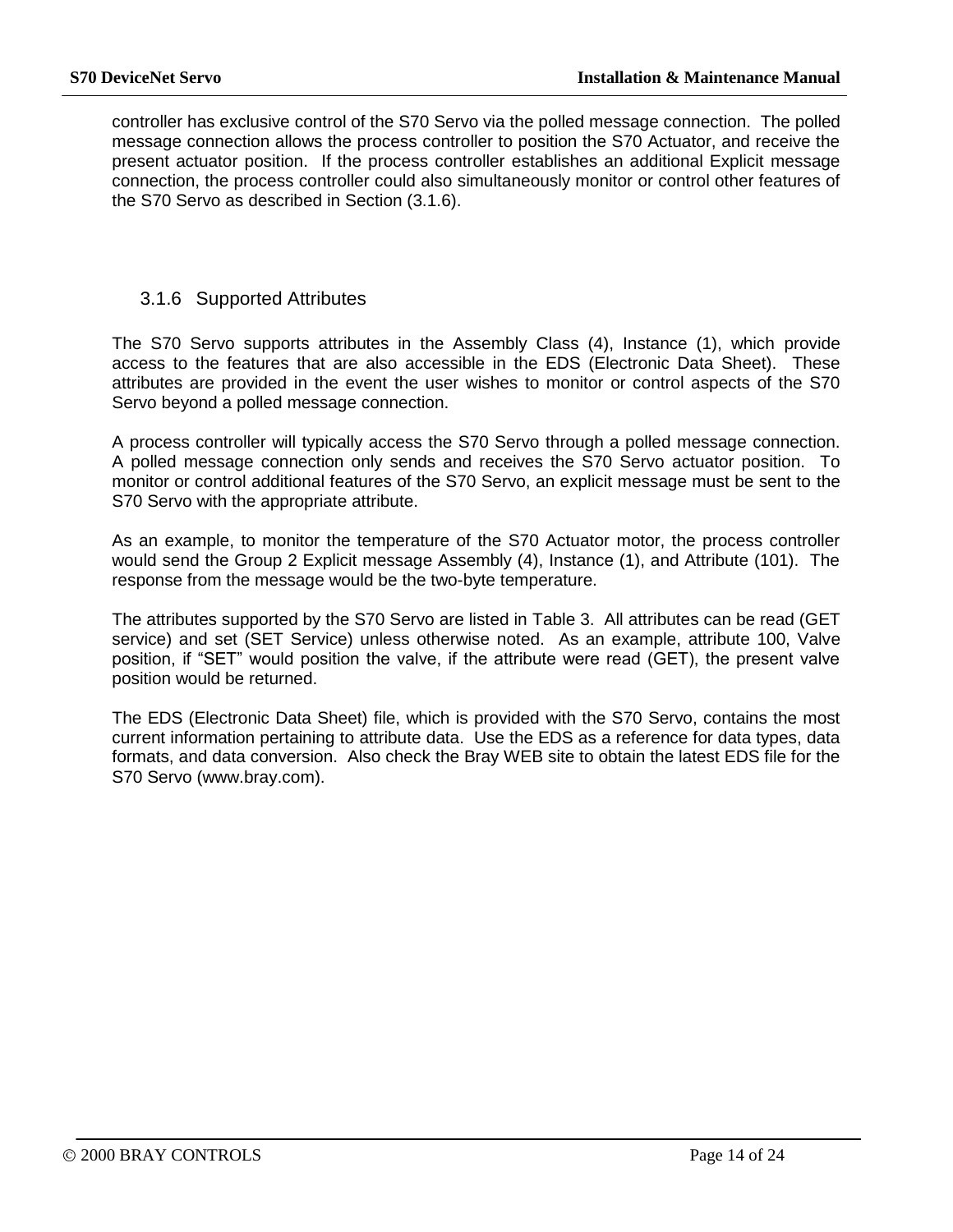controller has exclusive control of the S70 Servo via the polled message connection. The polled message connection allows the process controller to position the S70 Actuator, and receive the present actuator position. If the process controller establishes an additional Explicit message connection, the process controller could also simultaneously monitor or control other features of the S70 Servo as described in Section (3.1.6).

### 3.1.6 Supported Attributes

The S70 Servo supports attributes in the Assembly Class (4), Instance (1), which provide access to the features that are also accessible in the EDS (Electronic Data Sheet). These attributes are provided in the event the user wishes to monitor or control aspects of the S70 Servo beyond a polled message connection.

A process controller will typically access the S70 Servo through a polled message connection. A polled message connection only sends and receives the S70 Servo actuator position. To monitor or control additional features of the S70 Servo, an explicit message must be sent to the S70 Servo with the appropriate attribute.

As an example, to monitor the temperature of the S70 Actuator motor, the process controller would send the Group 2 Explicit message Assembly (4), Instance (1), and Attribute (101). The response from the message would be the two-byte temperature.

The attributes supported by the S70 Servo are listed in Table 3. All attributes can be read (GET service) and set (SET Service) unless otherwise noted. As an example, attribute 100, Valve position, if "SET" would position the valve, if the attribute were read (GET), the present valve position would be returned.

The EDS (Electronic Data Sheet) file, which is provided with the S70 Servo, contains the most current information pertaining to attribute data. Use the EDS as a reference for data types, data formats, and data conversion. Also check the Bray WEB site to obtain the latest EDS file for the S70 Servo (www.bray.com).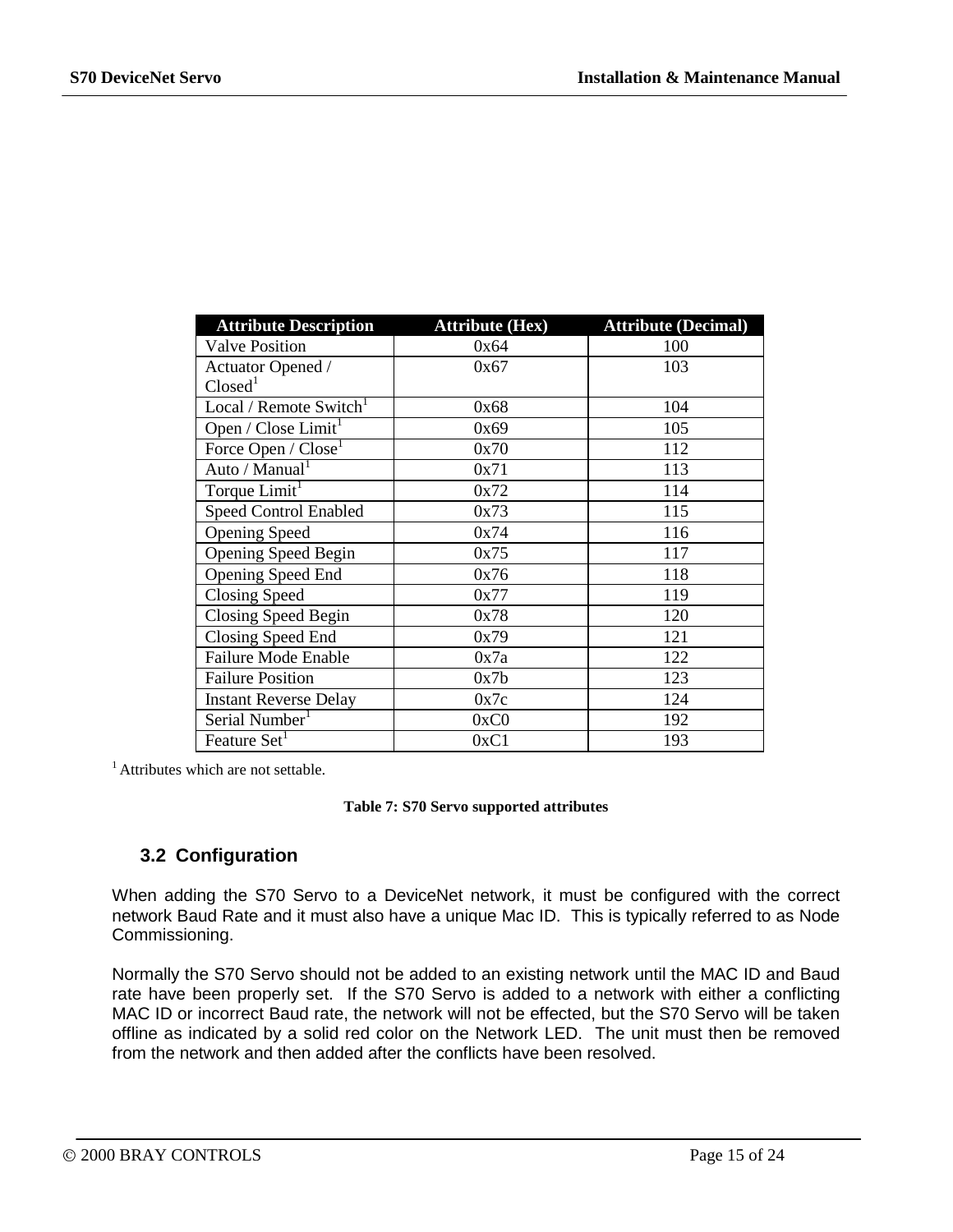| Attribute Description | Attribute (Hex) | Attribute (Decimal) |
|---|---|---|
| Valve Position | 0x64 | 100 |
| Actuator Opened / Closed[1] | 0x67 | 103 |
| Local / Remote Switch[1] | 0x68 | 104 |
| Open / Close Limit[1] | 0x69 | 105 |
| Force Open / Close[1] | 0x70 | 112 |
| Auto / Manual[1] | 0x71 | 113 |
| Torque Limit[1] | 0x72 | 114 |
| Speed Control Enabled | 0x73 | 115 |
| Opening Speed | 0x74 | 116 |
| Opening Speed Begin | 0x75 | 117 |
| Opening Speed End | 0x76 | 118 |
| Closing Speed | 0x77 | 119 |
| Closing Speed Begin | 0x78 | 120 |
| Closing Speed End | 0x79 | 121 |
| Failure Mode Enable | 0x7a | 122 |
| Failure Position | 0x7b | 123 |
| Instant Reverse Delay | 0x7c | 124 |
| Serial Number[1] | 0xC0 | 192 |
| Feature Set[1] | 0xC1 | 193 |

[1] Attributes which are not settable.

**Table 7: S70 Servo supported attributes**

### 3.2 Configuration

When adding the S70 Servo to a DeviceNet network, it must be configured with the correct network Baud Rate and it must also have a unique Mac ID. This is typically referred to as Node Commissioning.

Normally the S70 Servo should not be added to an existing network until the MAC ID and Baud rate have been properly set. If the S70 Servo is added to a network with either a conflicting MAC ID or incorrect Baud rate, the network will not be effected, but the S70 Servo will be taken offline as indicated by a solid red color on the Network LED. The unit must then be removed from the network and then added after the conflicts have been resolved.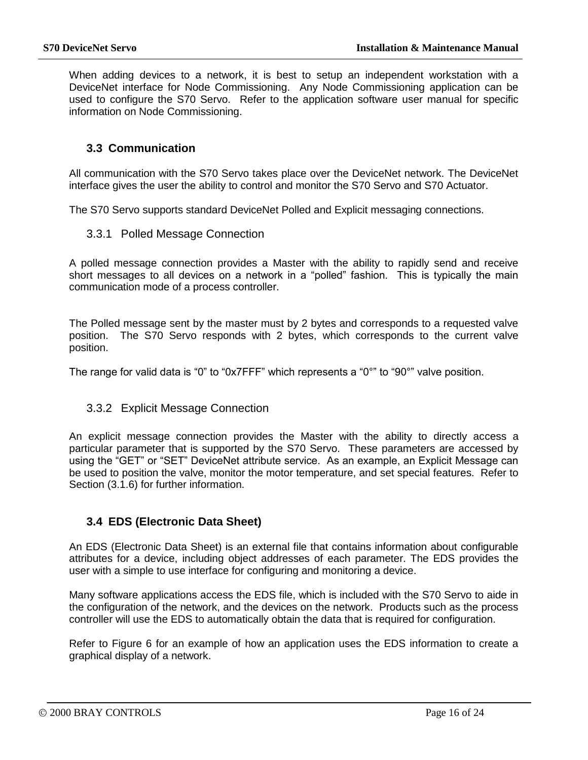When adding devices to a network, it is best to setup an independent workstation with a DeviceNet interface for Node Commissioning. Any Node Commissioning application can be used to configure the S70 Servo. Refer to the application software user manual for specific information on Node Commissioning.

## 3.3 Communication

All communication with the S70 Servo takes place over the DeviceNet network. The DeviceNet interface gives the user the ability to control and monitor the S70 Servo and S70 Actuator.

The S70 Servo supports standard DeviceNet Polled and Explicit messaging connections.

### 3.3.1 Polled Message Connection

A polled message connection provides a Master with the ability to rapidly send and receive short messages to all devices on a network in a "polled" fashion. This is typically the main communication mode of a process controller.

The Polled message sent by the master must by 2 bytes and corresponds to a requested valve position. The S70 Servo responds with 2 bytes, which corresponds to the current valve position.

The range for valid data is "0" to "0x7FFF" which represents a "0°" to "90°" valve position.

### 3.3.2 Explicit Message Connection

An explicit message connection provides the Master with the ability to directly access a particular parameter that is supported by the S70 Servo. These parameters are accessed by using the "GET" or "SET" DeviceNet attribute service. As an example, an Explicit Message can be used to position the valve, monitor the motor temperature, and set special features. Refer to Section (3.1.6) for further information.

## 3.4 EDS (Electronic Data Sheet)

An EDS (Electronic Data Sheet) is an external file that contains information about configurable attributes for a device, including object addresses of each parameter. The EDS provides the user with a simple to use interface for configuring and monitoring a device.

Many software applications access the EDS file, which is included with the S70 Servo to aide in the configuration of the network, and the devices on the network. Products such as the process controller will use the EDS to automatically obtain the data that is required for configuration.

Refer to Figure 6 for an example of how an application uses the EDS information to create a graphical display of a network.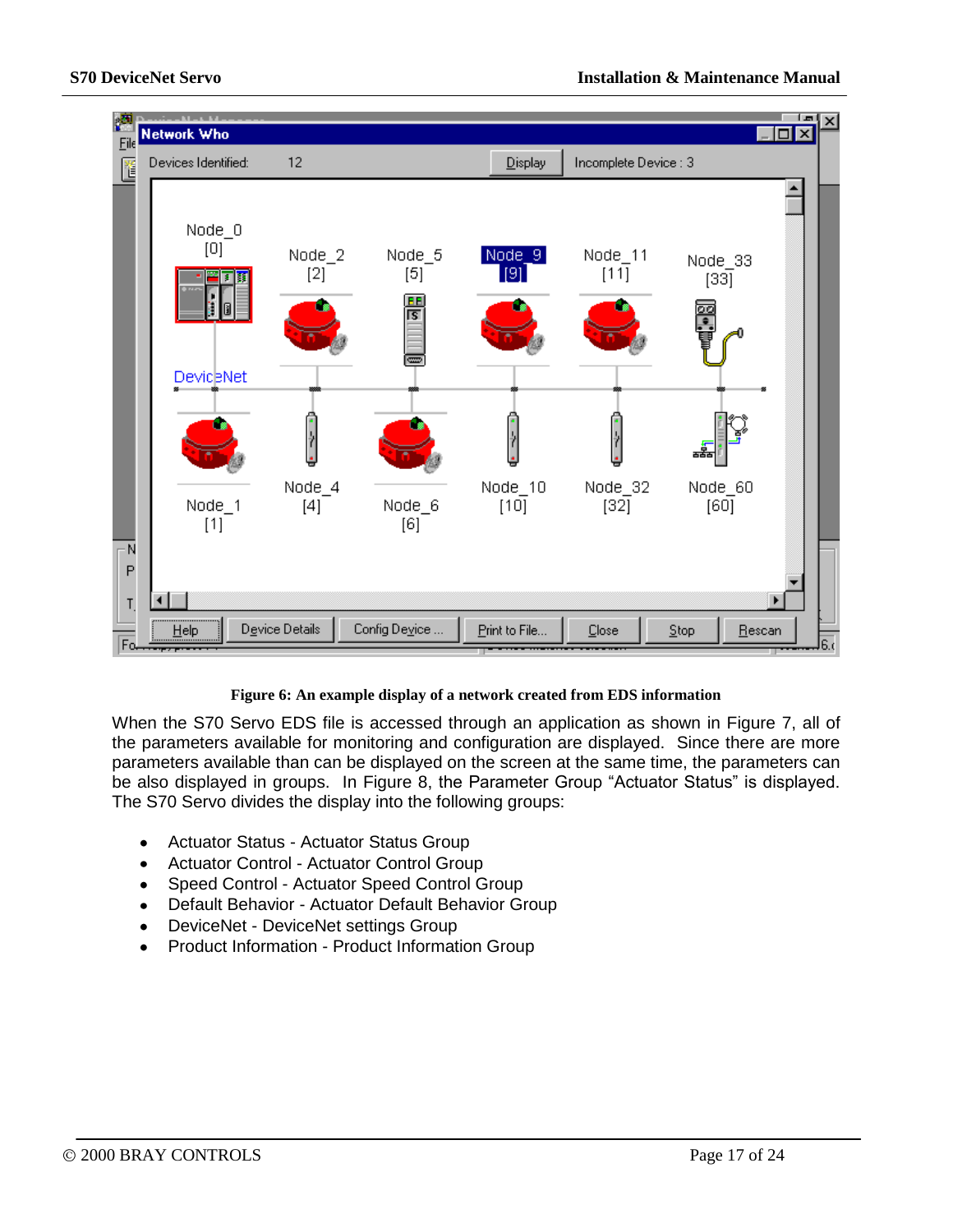**Figure 6: An example display of a network created from EDS information**

When the S70 Servo EDS file is accessed through an application as shown in Figure 7, all of the parameters available for monitoring and configuration are displayed. Since there are more parameters available than can be displayed on the screen at the same time, the parameters can be also displayed in groups. In Figure 8, the Parameter Group "Actuator Status" is displayed. The S70 Servo divides the display into the following groups:

- Actuator Status - Actuator Status Group
- Actuator Control - Actuator Control Group
- Speed Control - Actuator Speed Control Group
- Default Behavior - Actuator Default Behavior Group
- DeviceNet - DeviceNet settings Group
- Product Information - Product Information Group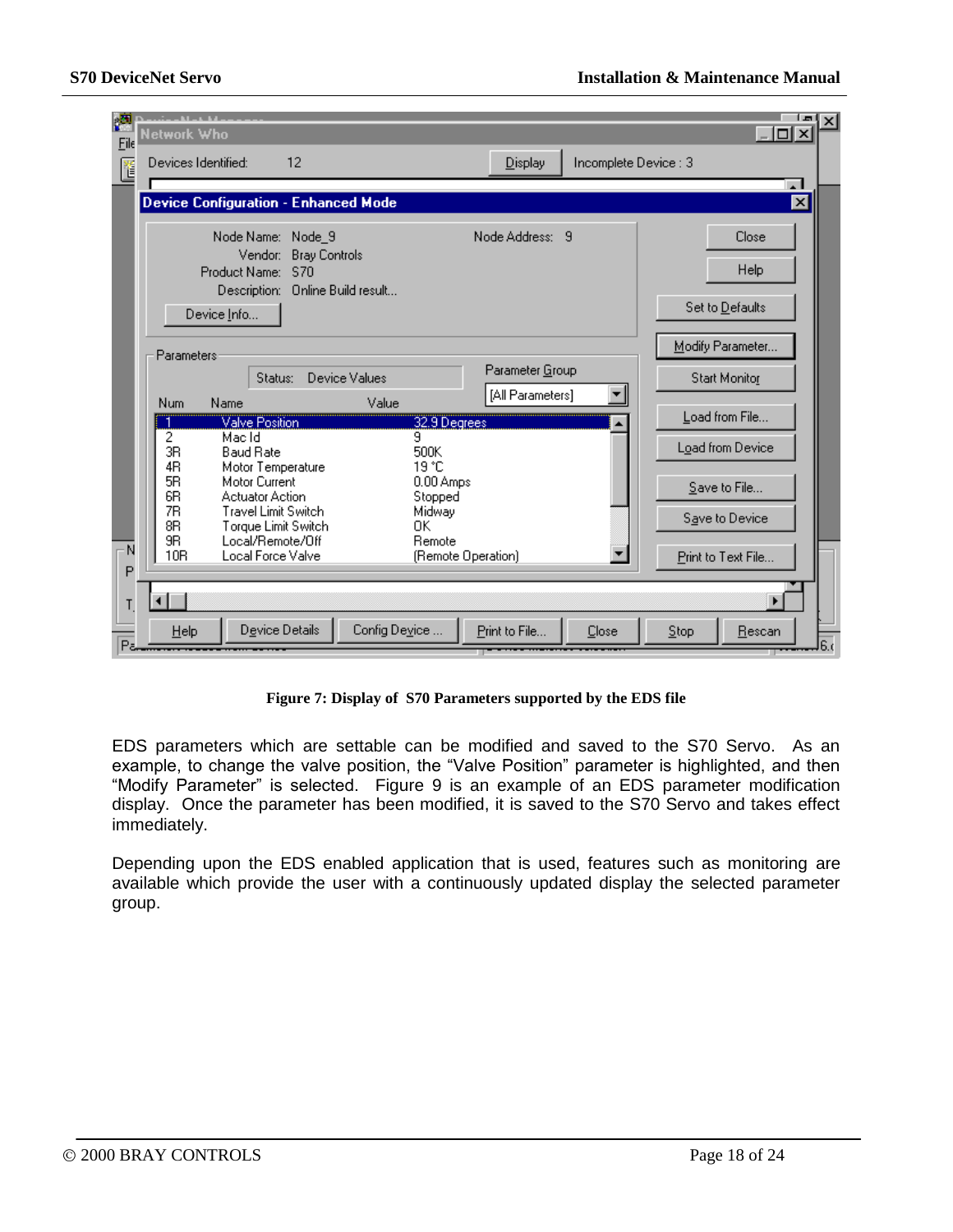**Figure 7: Display of S70 Parameters supported by the EDS file**

EDS parameters which are settable can be modified and saved to the S70 Servo. As an example, to change the valve position, the "Valve Position" parameter is highlighted, and then "Modify Parameter" is selected. Figure 9 is an example of an EDS parameter modification display. Once the parameter has been modified, it is saved to the S70 Servo and takes effect immediately.

Depending upon the EDS enabled application that is used, features such as monitoring are available which provide the user with a continuously updated display the selected parameter group.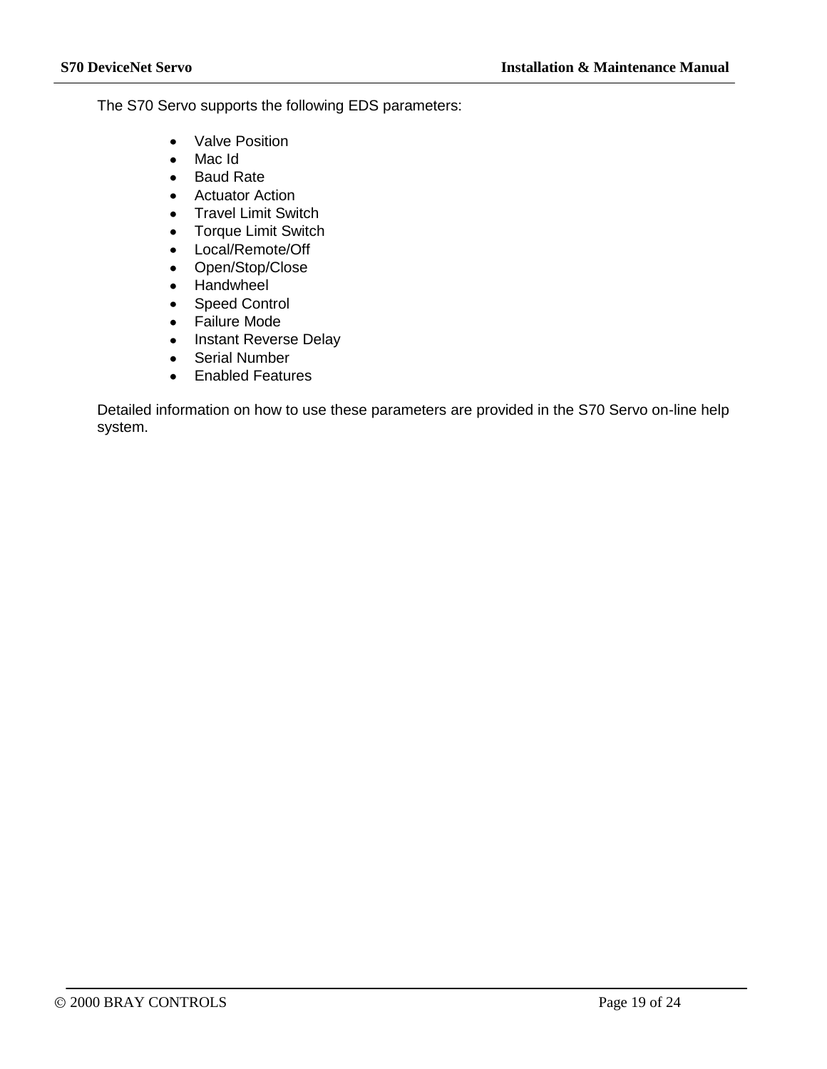The S70 Servo supports the following EDS parameters:

- Valve Position
- Mac Id
- Baud Rate
- Actuator Action
- Travel Limit Switch
- Torque Limit Switch
- Local/Remote/Off
- Open/Stop/Close
- Handwheel
- Speed Control
- Failure Mode
- Instant Reverse Delay
- Serial Number
- Enabled Features

Detailed information on how to use these parameters are provided in the S70 Servo on-line help system.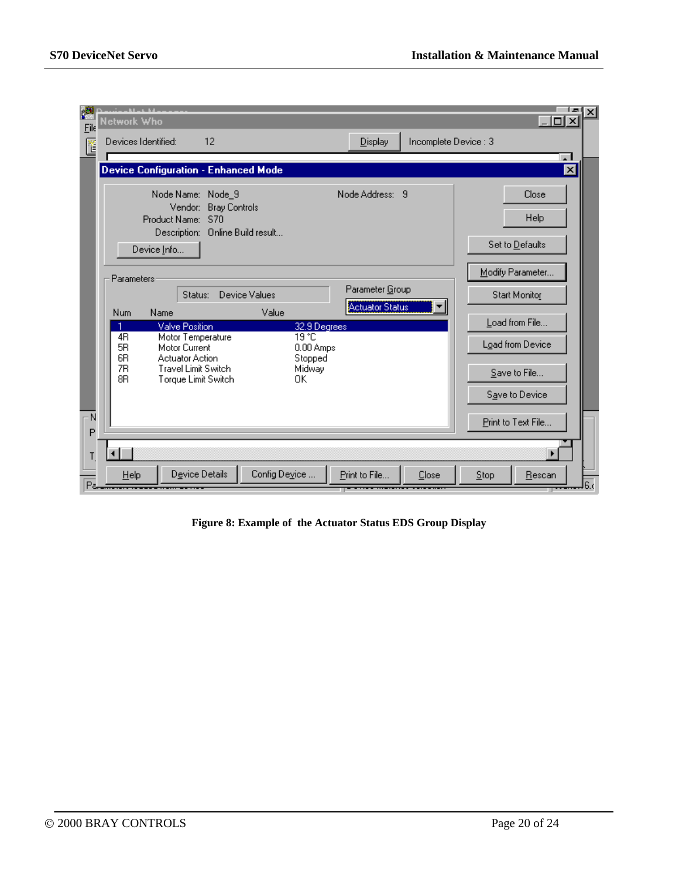**Figure 8: Example of the Actuator Status EDS Group Display**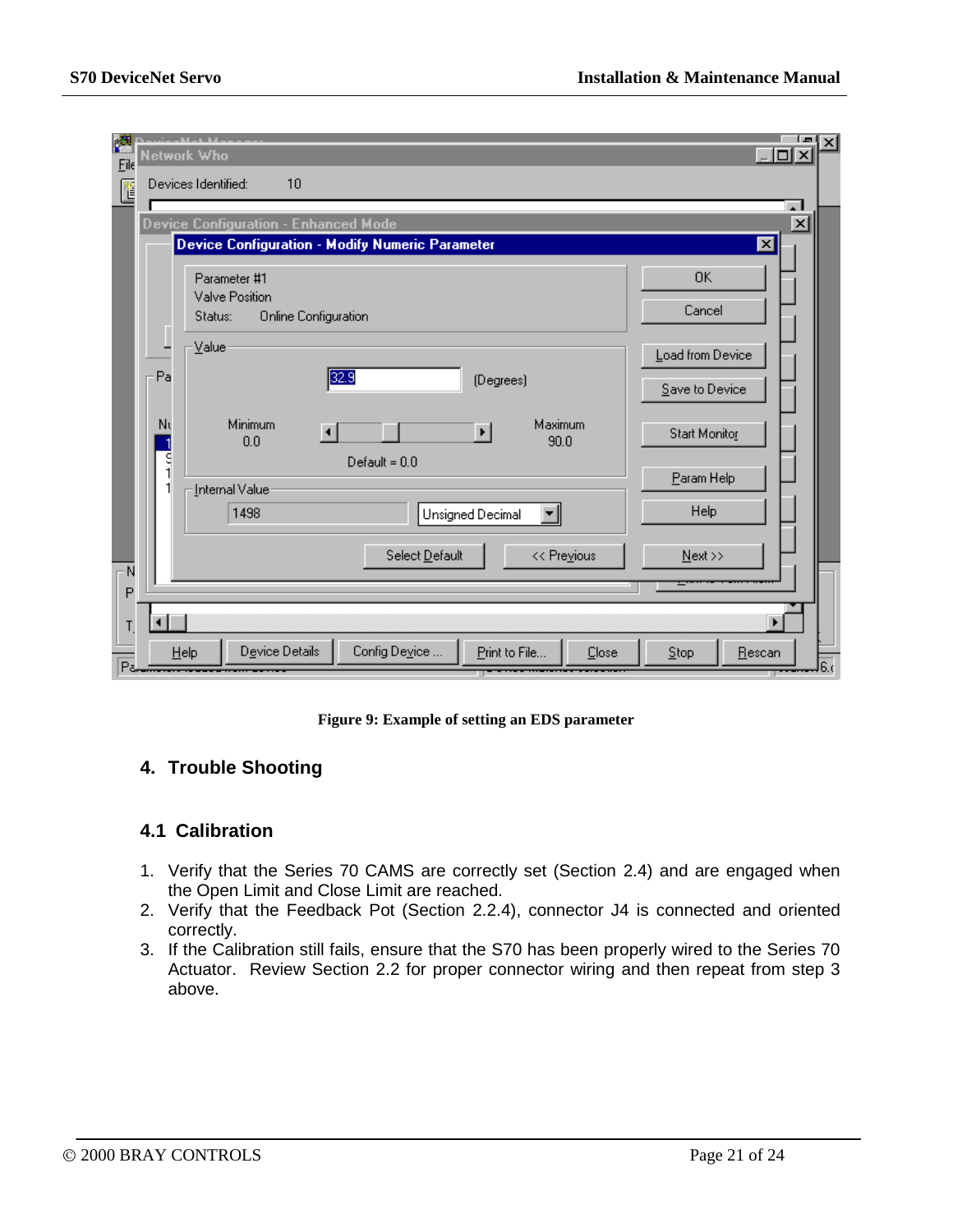Figure 9: Example of setting an EDS parameter

# 4. Trouble Shooting

## 4.1 Calibration

1. Verify that the Series 70 CAMS are correctly set (Section 2.4) and are engaged when the Open Limit and Close Limit are reached.
2. Verify that the Feedback Pot (Section 2.2.4), connector J4 is connected and oriented correctly.
3. If the Calibration still fails, ensure that the S70 has been properly wired to the Series 70 Actuator. Review Section 2.2 for proper connector wiring and then repeat from step 3 above.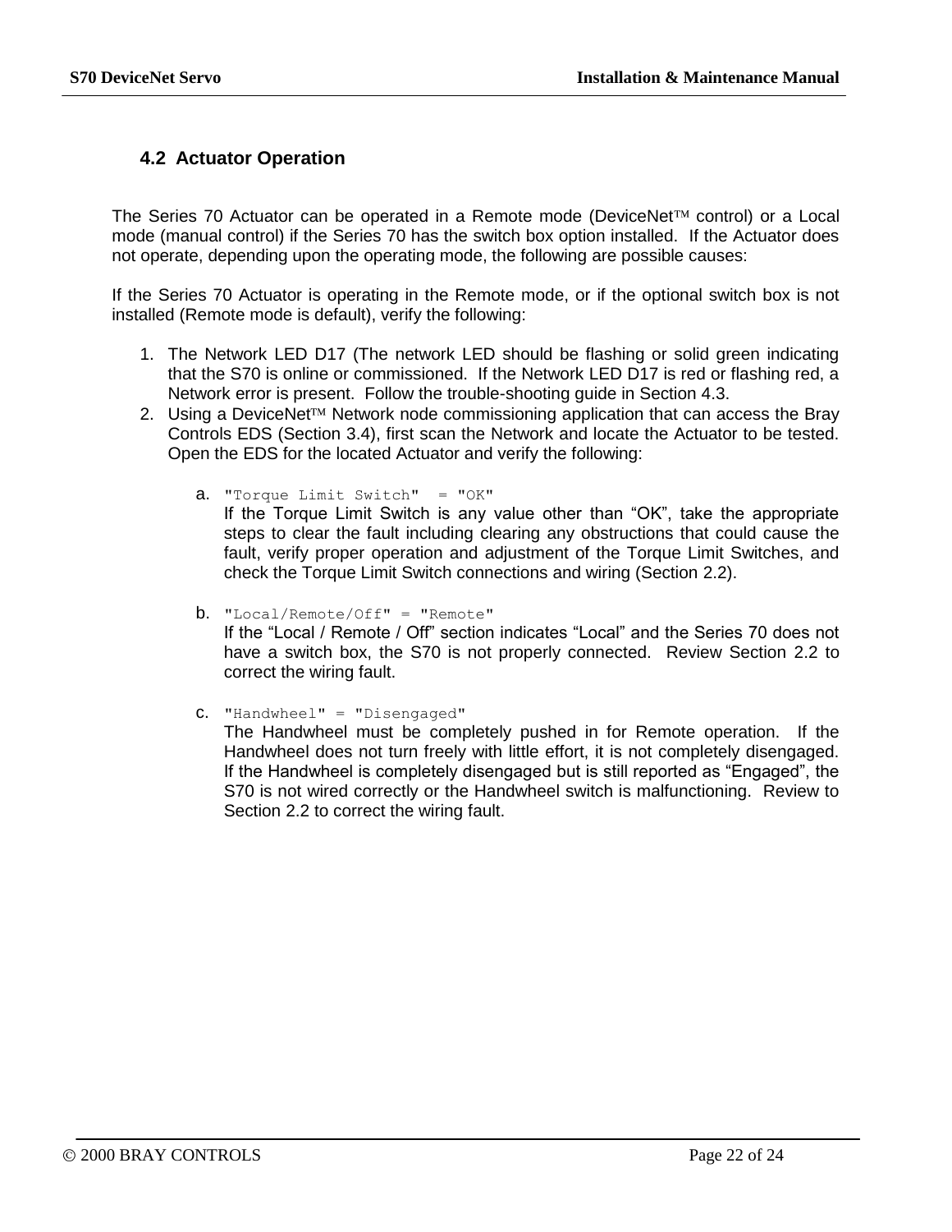## 4.2 Actuator Operation

The Series 70 Actuator can be operated in a Remote mode (DeviceNet™ control) or a Local mode (manual control) if the Series 70 has the switch box option installed. If the Actuator does not operate, depending upon the operating mode, the following are possible causes:

If the Series 70 Actuator is operating in the Remote mode, or if the optional switch box is not installed (Remote mode is default), verify the following:

1. The Network LED D17 (The network LED should be flashing or solid green indicating that the S70 is online or commissioned. If the Network LED D17 is red or flashing red, a Network error is present. Follow the trouble-shooting guide in Section 4.3.
2. Using a DeviceNet™ Network node commissioning application that can access the Bray Controls EDS (Section 3.4), first scan the Network and locate the Actuator to be tested. Open the EDS for the located Actuator and verify the following:

   a. `"Torque Limit Switch"  = "OK"`
   If the Torque Limit Switch is any value other than "OK", take the appropriate steps to clear the fault including clearing any obstructions that could cause the fault, verify proper operation and adjustment of the Torque Limit Switches, and check the Torque Limit Switch connections and wiring (Section 2.2).

   b. `"Local/Remote/Off" = "Remote"`
   If the "Local / Remote / Off" section indicates "Local" and the Series 70 does not have a switch box, the S70 is not properly connected. Review Section 2.2 to correct the wiring fault.

   c. `"Handwheel" = "Disengaged"`
   The Handwheel must be completely pushed in for Remote operation. If the Handwheel does not turn freely with little effort, it is not completely disengaged. If the Handwheel is completely disengaged but is still reported as "Engaged", the S70 is not wired correctly or the Handwheel switch is malfunctioning. Review to Section 2.2 to correct the wiring fault.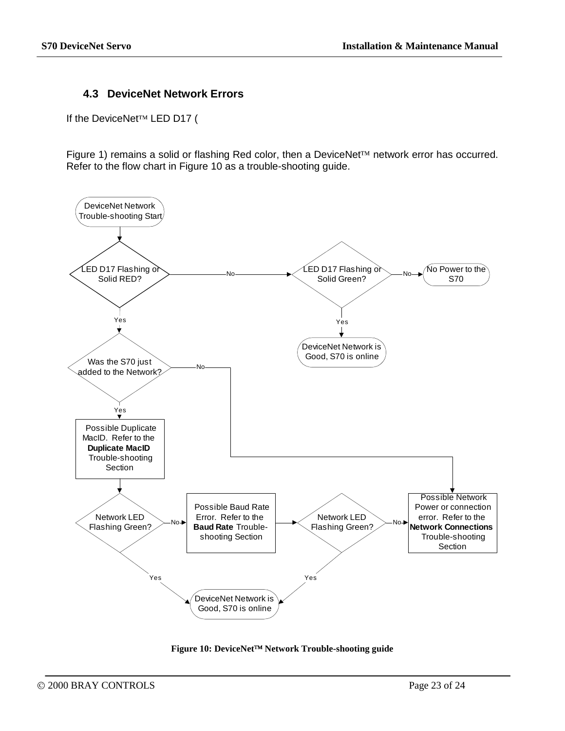## 4.3 DeviceNet Network Errors

If the DeviceNet™ LED D17 (

Figure 1) remains a solid or flashing Red color, then a DeviceNet™ network error has occurred. Refer to the flow chart in Figure 10 as a trouble-shooting guide.

DeviceNet Network Trouble-shooting Start

LED D17 Flashing or Solid RED?

No

LED D17 Flashing or Solid Green?

No

No Power to the S70

Yes

Yes

DeviceNet Network is Good, S70 is online

Was the S70 just added to the Network?

No

Yes

Possible Duplicate MacID. Refer to the **Duplicate MacID** Trouble-shooting Section

Network LED Flashing Green?

No

Possible Baud Rate Error. Refer to the **Baud Rate** Trouble-shooting Section

Network LED Flashing Green?

No

Possible Network Power or connection error. Refer to the **Network Connections** Trouble-shooting Section

Yes

Yes

DeviceNet Network is Good, S70 is online

**Figure 10: DeviceNet™ Network Trouble-shooting guide**